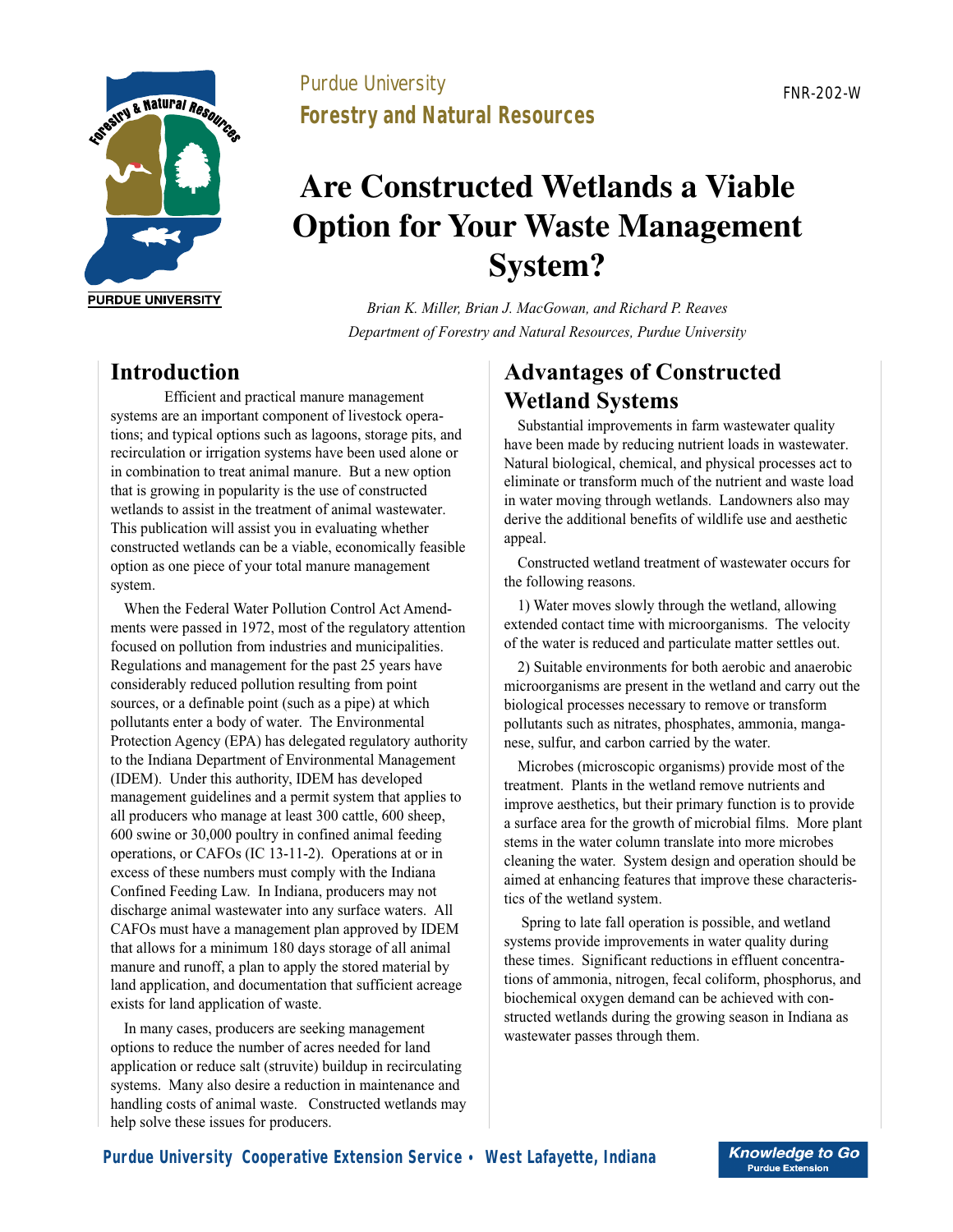Purdue University
**Forestry and Natural Resources**

FNR-202-W

# Are Constructed Wetlands a Viable Option for Your Waste Management System?

*Brian K. Miller, Brian J. MacGowan, and Richard P. Reaves*
*Department of Forestry and Natural Resources, Purdue University*

## Introduction

Efficient and practical manure management systems are an important component of livestock operations; and typical options such as lagoons, storage pits, and recirculation or irrigation systems have been used alone or in combination to treat animal manure. But a new option that is growing in popularity is the use of constructed wetlands to assist in the treatment of animal wastewater. This publication will assist you in evaluating whether constructed wetlands can be a viable, economically feasible option as one piece of your total manure management system.

When the Federal Water Pollution Control Act Amendments were passed in 1972, most of the regulatory attention focused on pollution from industries and municipalities. Regulations and management for the past 25 years have considerably reduced pollution resulting from point sources, or a definable point (such as a pipe) at which pollutants enter a body of water. The Environmental Protection Agency (EPA) has delegated regulatory authority to the Indiana Department of Environmental Management (IDEM). Under this authority, IDEM has developed management guidelines and a permit system that applies to all producers who manage at least 300 cattle, 600 sheep, 600 swine or 30,000 poultry in confined animal feeding operations, or CAFOs (IC 13-11-2). Operations at or in excess of these numbers must comply with the Indiana Confined Feeding Law. In Indiana, producers may not discharge animal wastewater into any surface waters. All CAFOs must have a management plan approved by IDEM that allows for a minimum 180 days storage of all animal manure and runoff, a plan to apply the stored material by land application, and documentation that sufficient acreage exists for land application of waste.

In many cases, producers are seeking management options to reduce the number of acres needed for land application or reduce salt (struvite) buildup in recirculating systems. Many also desire a reduction in maintenance and handling costs of animal waste. Constructed wetlands may help solve these issues for producers.

## Advantages of Constructed Wetland Systems

Substantial improvements in farm wastewater quality have been made by reducing nutrient loads in wastewater. Natural biological, chemical, and physical processes act to eliminate or transform much of the nutrient and waste load in water moving through wetlands. Landowners also may derive the additional benefits of wildlife use and aesthetic appeal.

Constructed wetland treatment of wastewater occurs for the following reasons.

1) Water moves slowly through the wetland, allowing extended contact time with microorganisms. The velocity of the water is reduced and particulate matter settles out.

2) Suitable environments for both aerobic and anaerobic microorganisms are present in the wetland and carry out the biological processes necessary to remove or transform pollutants such as nitrates, phosphates, ammonia, manganese, sulfur, and carbon carried by the water.

Microbes (microscopic organisms) provide most of the treatment. Plants in the wetland remove nutrients and improve aesthetics, but their primary function is to provide a surface area for the growth of microbial films. More plant stems in the water column translate into more microbes cleaning the water. System design and operation should be aimed at enhancing features that improve these characteristics of the wetland system.

Spring to late fall operation is possible, and wetland systems provide improvements in water quality during these times. Significant reductions in effluent concentrations of ammonia, nitrogen, fecal coliform, phosphorus, and biochemical oxygen demand can be achieved with constructed wetlands during the growing season in Indiana as wastewater passes through them.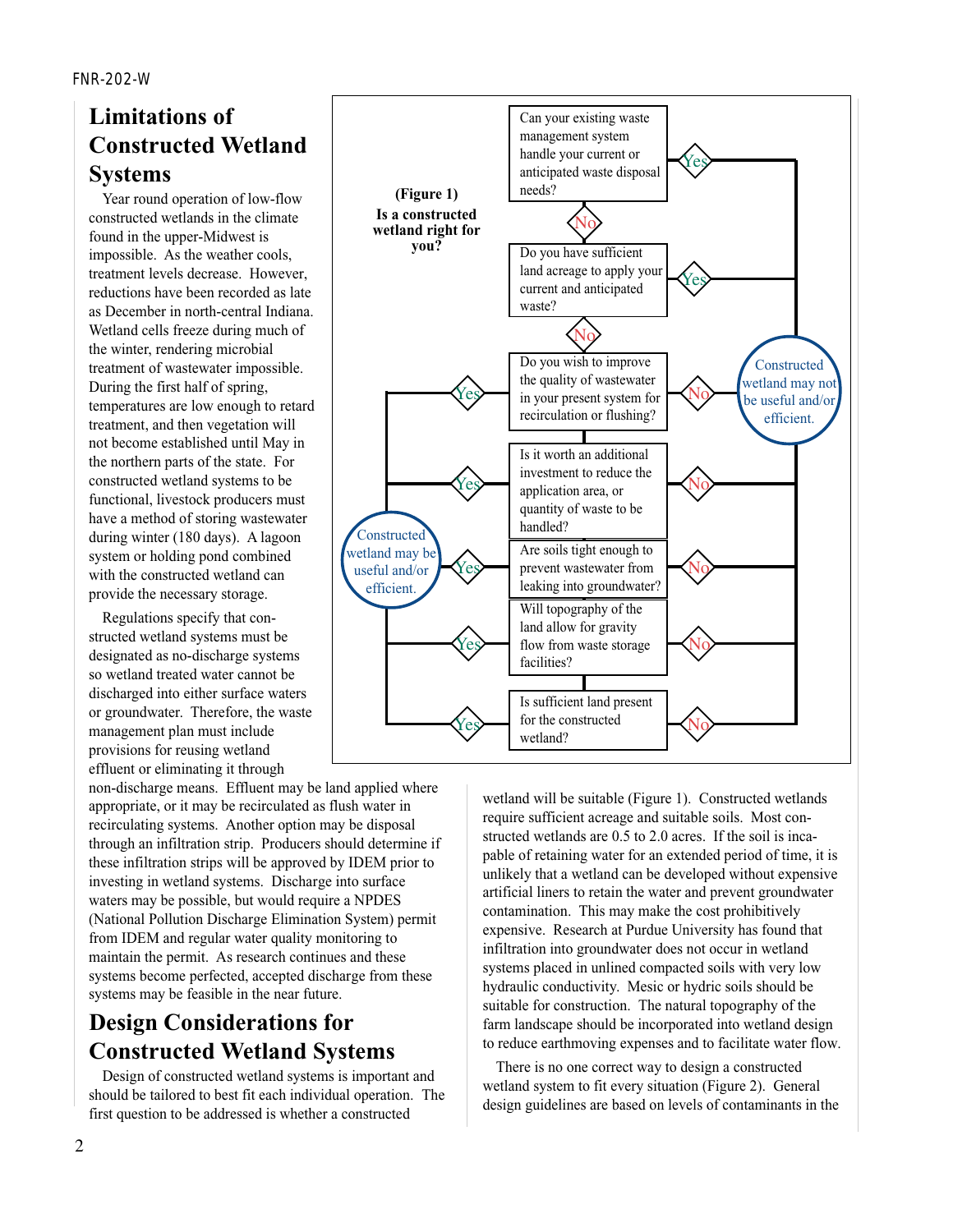## Limitations of Constructed Wetland Systems

Year round operation of low-flow constructed wetlands in the climate found in the upper-Midwest is impossible. As the weather cools, treatment levels decrease. However, reductions have been recorded as late as December in north-central Indiana. Wetland cells freeze during much of the winter, rendering microbial treatment of wastewater impossible. During the first half of spring, temperatures are low enough to retard treatment, and then vegetation will not become established until May in the northern parts of the state. For constructed wetland systems to be functional, livestock producers must have a method of storing wastewater during winter (180 days). A lagoon system or holding pond combined with the constructed wetland can provide the necessary storage.

Regulations specify that constructed wetland systems must be designated as no-discharge systems so wetland treated water cannot be discharged into either surface waters or groundwater. Therefore, the waste management plan must include provisions for reusing wetland effluent or eliminating it through non-discharge means. Effluent may be land applied where appropriate, or it may be recirculated as flush water in recirculating systems. Another option may be disposal through an infiltration strip. Producers should determine if these infiltration strips will be approved by IDEM prior to investing in wetland systems. Discharge into surface waters may be possible, but would require a NPDES (National Pollution Discharge Elimination System) permit from IDEM and regular water quality monitoring to maintain the permit. As research continues and these systems become perfected, accepted discharge from these systems may be feasible in the near future.

**(Figure 1) Is a constructed wetland right for you?**

- Can your existing waste management system handle your current or anticipated waste disposal needs?
  - Yes → Constructed wetland may not be useful and/or efficient.
  - No ↓
- Do you have sufficient land acreage to apply your current and anticipated waste?
  - Yes → Constructed wetland may not be useful and/or efficient.
  - No ↓
- Do you wish to improve the quality of wastewater in your present system for recirculation or flushing?
  - Yes → Constructed wetland may be useful and/or efficient.
  - No → Constructed wetland may not be useful and/or efficient.
- Is it worth an additional investment to reduce the application area, or quantity of waste to be handled?
  - Yes → Constructed wetland may be useful and/or efficient.
  - No → Constructed wetland may not be useful and/or efficient.
- Are soils tight enough to prevent wastewater from leaking into groundwater?
  - Yes → Constructed wetland may be useful and/or efficient.
  - No → Constructed wetland may not be useful and/or efficient.
- Will topography of the land allow for gravity flow from waste storage facilities?
  - Yes → Constructed wetland may be useful and/or efficient.
  - No → Constructed wetland may not be useful and/or efficient.
- Is sufficient land present for the constructed wetland?
  - Yes → Constructed wetland may be useful and/or efficient.
  - No → Constructed wetland may not be useful and/or efficient.

## Design Considerations for Constructed Wetland Systems

Design of constructed wetland systems is important and should be tailored to best fit each individual operation. The first question to be addressed is whether a constructed wetland will be suitable (Figure 1). Constructed wetlands require sufficient acreage and suitable soils. Most constructed wetlands are 0.5 to 2.0 acres. If the soil is incapable of retaining water for an extended period of time, it is unlikely that a wetland can be developed without expensive artificial liners to retain the water and prevent groundwater contamination. This may make the cost prohibitively expensive. Research at Purdue University has found that infiltration into groundwater does not occur in wetland systems placed in unlined compacted soils with very low hydraulic conductivity. Mesic or hydric soils should be suitable for construction. The natural topography of the farm landscape should be incorporated into wetland design to reduce earthmoving expenses and to facilitate water flow.

There is no one correct way to design a constructed wetland system to fit every situation (Figure 2). General design guidelines are based on levels of contaminants in the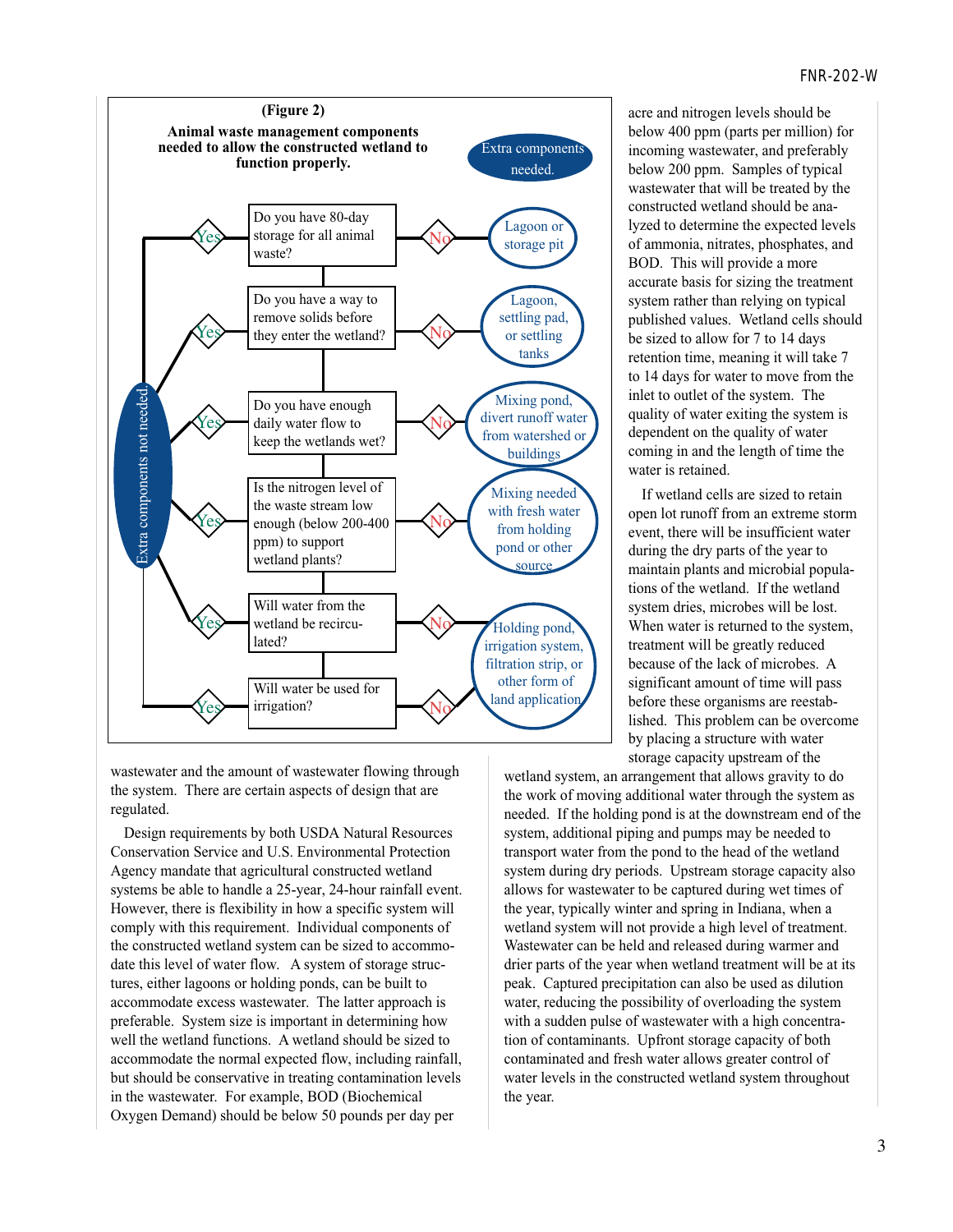**(Figure 2)**

**Animal waste management components needed to allow the constructed wetland to function properly.**

| Extra components not needed. | | Question | | Extra components needed. |
|---|---|---|---|---|
| | Yes | Do you have 80-day storage for all animal waste? | No | Lagoon or storage pit |
| | Yes | Do you have a way to remove solids before they enter the wetland? | No | Lagoon, settling pad, or settling tanks |
| | Yes | Do you have enough daily water flow to keep the wetlands wet? | No | Mixing pond, divert runoff water from watershed or buildings |
| | Yes | Is the nitrogen level of the waste stream low enough (below 200-400 ppm) to support wetland plants? | No | Mixing needed with fresh water from holding pond or other source |
| | Yes | Will water from the wetland be recirculated? | No | Holding pond, irrigation system, filtration strip, or other form of land application |
| | Yes | Will water be used for irrigation? | No | Holding pond, irrigation system, filtration strip, or other form of land application |

wastewater and the amount of wastewater flowing through the system. There are certain aspects of design that are regulated.

Design requirements by both USDA Natural Resources Conservation Service and U.S. Environmental Protection Agency mandate that agricultural constructed wetland systems be able to handle a 25-year, 24-hour rainfall event. However, there is flexibility in how a specific system will comply with this requirement. Individual components of the constructed wetland system can be sized to accommodate this level of water flow. A system of storage structures, either lagoons or holding ponds, can be built to accommodate excess wastewater. The latter approach is preferable. System size is important in determining how well the wetland functions. A wetland should be sized to accommodate the normal expected flow, including rainfall, but should be conservative in treating contamination levels in the wastewater. For example, BOD (Biochemical Oxygen Demand) should be below 50 pounds per day per acre and nitrogen levels should be below 400 ppm (parts per million) for incoming wastewater, and preferably below 200 ppm. Samples of typical wastewater that will be treated by the constructed wetland should be analyzed to determine the expected levels of ammonia, nitrates, phosphates, and BOD. This will provide a more accurate basis for sizing the treatment system rather than relying on typical published values. Wetland cells should be sized to allow for 7 to 14 days retention time, meaning it will take 7 to 14 days for water to move from the inlet to outlet of the system. The quality of water exiting the system is dependent on the quality of water coming in and the length of time the water is retained.

If wetland cells are sized to retain open lot runoff from an extreme storm event, there will be insufficient water during the dry parts of the year to maintain plants and microbial populations of the wetland. If the wetland system dries, microbes will be lost. When water is returned to the system, treatment will be greatly reduced because of the lack of microbes. A significant amount of time will pass before these organisms are reestablished. This problem can be overcome by placing a structure with water storage capacity upstream of the wetland system, an arrangement that allows gravity to do the work of moving additional water through the system as needed. If the holding pond is at the downstream end of the system, additional piping and pumps may be needed to transport water from the pond to the head of the wetland system during dry periods. Upstream storage capacity also allows for wastewater to be captured during wet times of the year, typically winter and spring in Indiana, when a wetland system will not provide a high level of treatment. Wastewater can be held and released during warmer and drier parts of the year when wetland treatment will be at its peak. Captured precipitation can also be used as dilution water, reducing the possibility of overloading the system with a sudden pulse of wastewater with a high concentration of contaminants. Upfront storage capacity of both contaminated and fresh water allows greater control of water levels in the constructed wetland system throughout the year.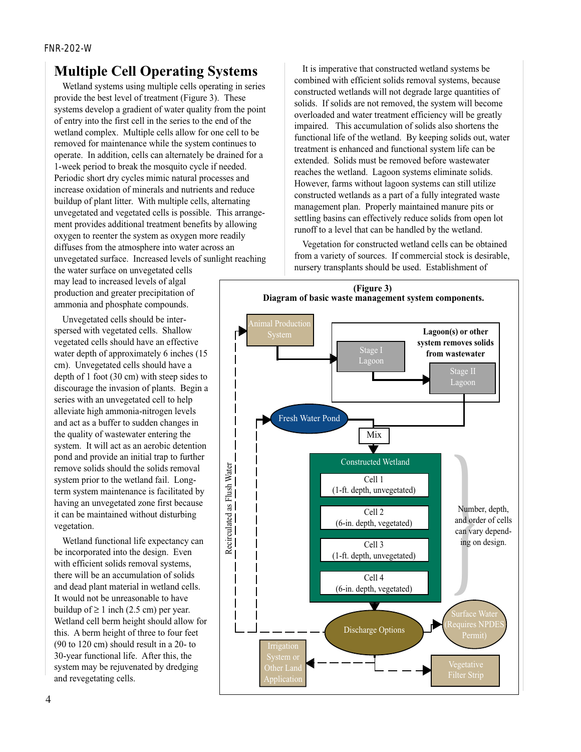## Multiple Cell Operating Systems

Wetland systems using multiple cells operating in series provide the best level of treatment (Figure 3). These systems develop a gradient of water quality from the point of entry into the first cell in the series to the end of the wetland complex. Multiple cells allow for one cell to be removed for maintenance while the system continues to operate. In addition, cells can alternately be drained for a 1-week period to break the mosquito cycle if needed. Periodic short dry cycles mimic natural processes and increase oxidation of minerals and nutrients and reduce buildup of plant litter. With multiple cells, alternating unvegetated and vegetated cells is possible. This arrangement provides additional treatment benefits by allowing oxygen to reenter the system as oxygen more readily diffuses from the atmosphere into water across an unvegetated surface. Increased levels of sunlight reaching the water surface on unvegetated cells may lead to increased levels of algal production and greater precipitation of ammonia and phosphate compounds.

Unvegetated cells should be interspersed with vegetated cells. Shallow vegetated cells should have an effective water depth of approximately 6 inches (15 cm). Unvegetated cells should have a depth of 1 foot (30 cm) with steep sides to discourage the invasion of plants. Begin a series with an unvegetated cell to help alleviate high ammonia-nitrogen levels and act as a buffer to sudden changes in the quality of wastewater entering the system. It will act as an aerobic detention pond and provide an initial trap to further remove solids should the solids removal system prior to the wetland fail. Long-term system maintenance is facilitated by having an unvegetated zone first because it can be maintained without disturbing vegetation.

Wetland functional life expectancy can be incorporated into the design. Even with efficient solids removal systems, there will be an accumulation of solids and dead plant material in wetland cells. It would not be unreasonable to have buildup of ≥ 1 inch (2.5 cm) per year. Wetland cell berm height should allow for this. A berm height of three to four feet (90 to 120 cm) should result in a 20- to 30-year functional life. After this, the system may be rejuvenated by dredging and revegetating cells.

It is imperative that constructed wetland systems be combined with efficient solids removal systems, because constructed wetlands will not degrade large quantities of solids. If solids are not removed, the system will become overloaded and water treatment efficiency will be greatly impaired. This accumulation of solids also shortens the functional life of the wetland. By keeping solids out, water treatment is enhanced and functional system life can be extended. Solids must be removed before wastewater reaches the wetland. Lagoon systems eliminate solids. However, farms without lagoon systems can still utilize constructed wetlands as a part of a fully integrated waste management plan. Properly maintained manure pits or settling basins can effectively reduce solids from open lot runoff to a level that can be handled by the wetland.

Vegetation for constructed wetland cells can be obtained from a variety of sources. If commercial stock is desirable, nursery transplants should be used. Establishment of

**(Figure 3)**
**Diagram of basic waste management system components.**

- Animal Production System → Stage I Lagoon → Stage II Lagoon (**Lagoon(s) or other system removes solids from wastewater**)
- Stage II Lagoon + Fresh Water Pond → Mix → Constructed Wetland
- Constructed Wetland:
  - Cell 1 (1-ft. depth, unvegetated)
  - Cell 2 (6-in. depth, vegetated)
  - Cell 3 (1-ft. depth, unvegetated)
  - Cell 4 (6-in. depth, vegetated)
- Number, depth, and order of cells can vary depending on design.
- Constructed Wetland → Discharge Options → Surface Water (Requires NPDES Permit); Irrigation System or Other Land Application; Vegetative Filter Strip
- Discharge Options → Recirculated as Flush Water → Animal Production System / Fresh Water Pond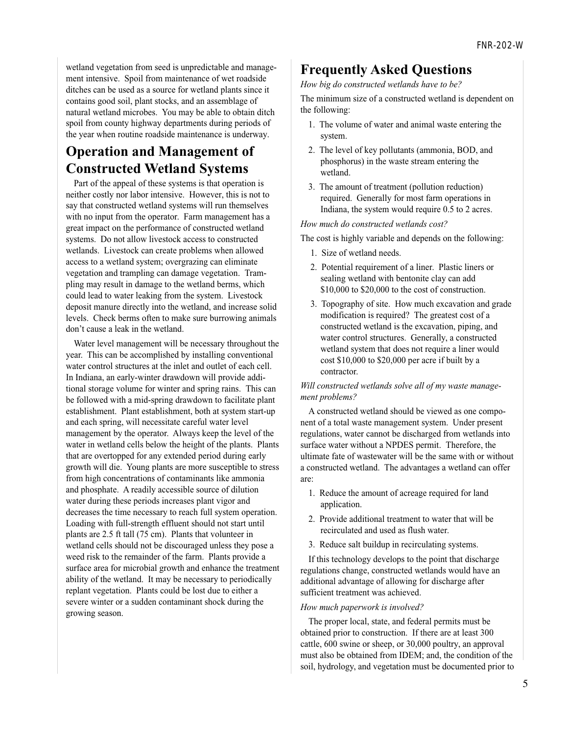wetland vegetation from seed is unpredictable and management intensive. Spoil from maintenance of wet roadside ditches can be used as a source for wetland plants since it contains good soil, plant stocks, and an assemblage of natural wetland microbes. You may be able to obtain ditch spoil from county highway departments during periods of the year when routine roadside maintenance is underway.

## Operation and Management of Constructed Wetland Systems

Part of the appeal of these systems is that operation is neither costly nor labor intensive. However, this is not to say that constructed wetland systems will run themselves with no input from the operator. Farm management has a great impact on the performance of constructed wetland systems. Do not allow livestock access to constructed wetlands. Livestock can create problems when allowed access to a wetland system; overgrazing can eliminate vegetation and trampling can damage vegetation. Trampling may result in damage to the wetland berms, which could lead to water leaking from the system. Livestock deposit manure directly into the wetland, and increase solid levels. Check berms often to make sure burrowing animals don't cause a leak in the wetland.

Water level management will be necessary throughout the year. This can be accomplished by installing conventional water control structures at the inlet and outlet of each cell. In Indiana, an early-winter drawdown will provide additional storage volume for winter and spring rains. This can be followed with a mid-spring drawdown to facilitate plant establishment. Plant establishment, both at system start-up and each spring, will necessitate careful water level management by the operator. Always keep the level of the water in wetland cells below the height of the plants. Plants that are overtopped for any extended period during early growth will die. Young plants are more susceptible to stress from high concentrations of contaminants like ammonia and phosphate. A readily accessible source of dilution water during these periods increases plant vigor and decreases the time necessary to reach full system operation. Loading with full-strength effluent should not start until plants are 2.5 ft tall (75 cm). Plants that volunteer in wetland cells should not be discouraged unless they pose a weed risk to the remainder of the farm. Plants provide a surface area for microbial growth and enhance the treatment ability of the wetland. It may be necessary to periodically replant vegetation. Plants could be lost due to either a severe winter or a sudden contaminant shock during the growing season.

## Frequently Asked Questions

*How big do constructed wetlands have to be?*

The minimum size of a constructed wetland is dependent on the following:

1. The volume of water and animal waste entering the system.
2. The level of key pollutants (ammonia, BOD, and phosphorus) in the waste stream entering the wetland.
3. The amount of treatment (pollution reduction) required. Generally for most farm operations in Indiana, the system would require 0.5 to 2 acres.

*How much do constructed wetlands cost?*

The cost is highly variable and depends on the following:

1. Size of wetland needs.
2. Potential requirement of a liner. Plastic liners or sealing wetland with bentonite clay can add $10,000 to $20,000 to the cost of construction.
3. Topography of site. How much excavation and grade modification is required? The greatest cost of a constructed wetland is the excavation, piping, and water control structures. Generally, a constructed wetland system that does not require a liner would cost $10,000 to $20,000 per acre if built by a contractor.

*Will constructed wetlands solve all of my waste management problems?*

A constructed wetland should be viewed as one component of a total waste management system. Under present regulations, water cannot be discharged from wetlands into surface water without a NPDES permit. Therefore, the ultimate fate of wastewater will be the same with or without a constructed wetland. The advantages a wetland can offer are:

1. Reduce the amount of acreage required for land application.
2. Provide additional treatment to water that will be recirculated and used as flush water.
3. Reduce salt buildup in recirculating systems.

If this technology develops to the point that discharge regulations change, constructed wetlands would have an additional advantage of allowing for discharge after sufficient treatment was achieved.

*How much paperwork is involved?*

The proper local, state, and federal permits must be obtained prior to construction. If there are at least 300 cattle, 600 swine or sheep, or 30,000 poultry, an approval must also be obtained from IDEM; and, the condition of the soil, hydrology, and vegetation must be documented prior to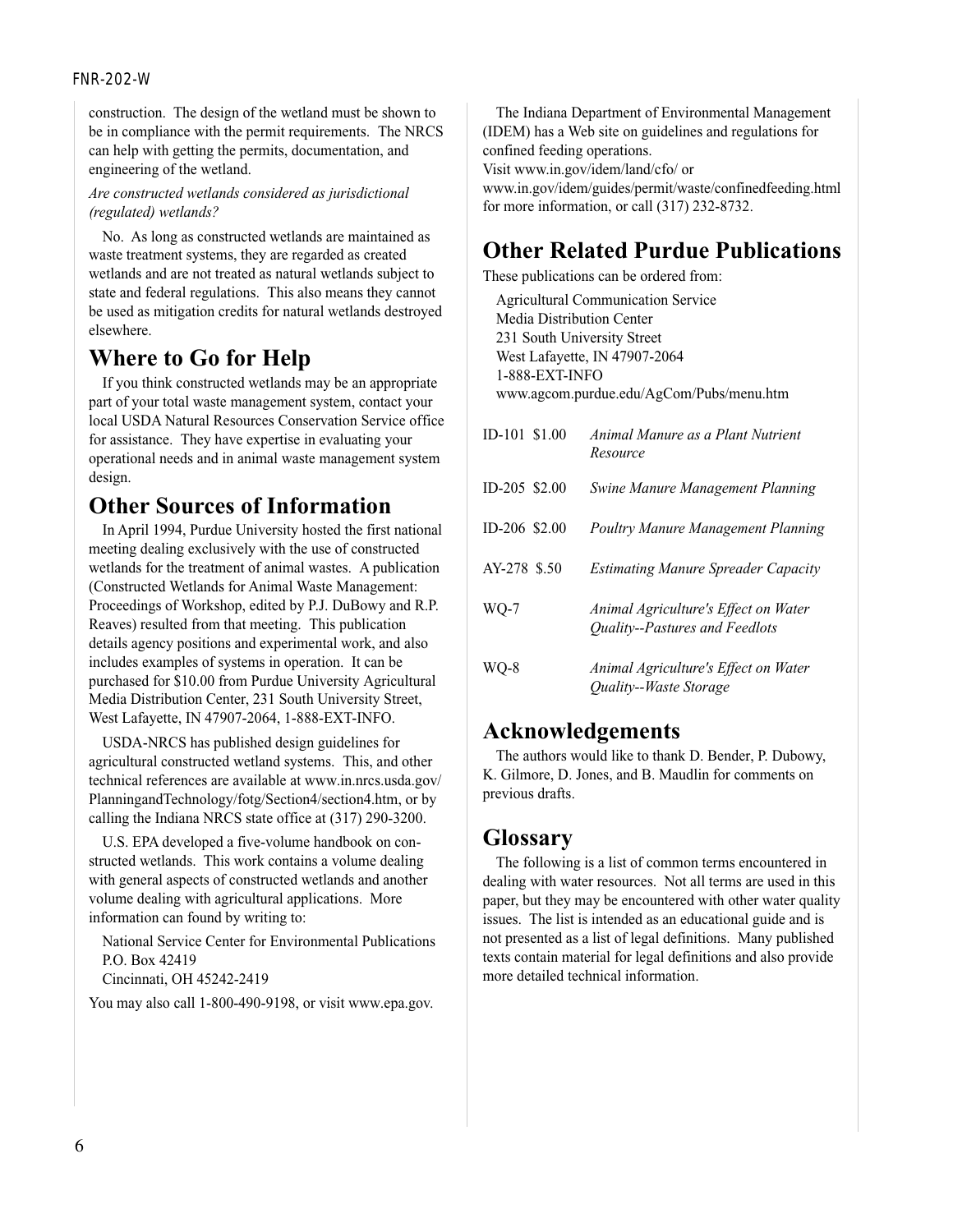construction. The design of the wetland must be shown to be in compliance with the permit requirements. The NRCS can help with getting the permits, documentation, and engineering of the wetland.

*Are constructed wetlands considered as jurisdictional (regulated) wetlands?*

No. As long as constructed wetlands are maintained as waste treatment systems, they are regarded as created wetlands and are not treated as natural wetlands subject to state and federal regulations. This also means they cannot be used as mitigation credits for natural wetlands destroyed elsewhere.

## Where to Go for Help

If you think constructed wetlands may be an appropriate part of your total waste management system, contact your local USDA Natural Resources Conservation Service office for assistance. They have expertise in evaluating your operational needs and in animal waste management system design.

## Other Sources of Information

In April 1994, Purdue University hosted the first national meeting dealing exclusively with the use of constructed wetlands for the treatment of animal wastes. A publication (Constructed Wetlands for Animal Waste Management: Proceedings of Workshop, edited by P.J. DuBowy and R.P. Reaves) resulted from that meeting. This publication details agency positions and experimental work, and also includes examples of systems in operation. It can be purchased for $10.00 from Purdue University Agricultural Media Distribution Center, 231 South University Street, West Lafayette, IN 47907-2064, 1-888-EXT-INFO.

USDA-NRCS has published design guidelines for agricultural constructed wetland systems. This, and other technical references are available at www.in.nrcs.usda.gov/PlanningandTechnology/fotg/Section4/section4.htm, or by calling the Indiana NRCS state office at (317) 290-3200.

U.S. EPA developed a five-volume handbook on constructed wetlands. This work contains a volume dealing with general aspects of constructed wetlands and another volume dealing with agricultural applications. More information can found by writing to:

National Service Center for Environmental Publications
P.O. Box 42419
Cincinnati, OH 45242-2419

You may also call 1-800-490-9198, or visit www.epa.gov.

The Indiana Department of Environmental Management (IDEM) has a Web site on guidelines and regulations for confined feeding operations.
Visit www.in.gov/idem/land/cfo/ or www.in.gov/idem/guides/permit/waste/confinedfeeding.html for more information, or call (317) 232-8732.

## Other Related Purdue Publications

These publications can be ordered from:

Agricultural Communication Service
Media Distribution Center
231 South University Street
West Lafayette, IN 47907-2064
1-888-EXT-INFO
www.agcom.purdue.edu/AgCom/Pubs/menu.htm

| | |
|---|---|
| ID-101 $1.00 | *Animal Manure as a Plant Nutrient Resource* |
| ID-205 $2.00 | *Swine Manure Management Planning* |
| ID-206 $2.00 | *Poultry Manure Management Planning* |
| AY-278 $.50 | *Estimating Manure Spreader Capacity* |
| WQ-7 | *Animal Agriculture's Effect on Water Quality--Pastures and Feedlots* |
| WQ-8 | *Animal Agriculture's Effect on Water Quality--Waste Storage* |

## Acknowledgements

The authors would like to thank D. Bender, P. Dubowy, K. Gilmore, D. Jones, and B. Maudlin for comments on previous drafts.

## Glossary

The following is a list of common terms encountered in dealing with water resources. Not all terms are used in this paper, but they may be encountered with other water quality issues. The list is intended as an educational guide and is not presented as a list of legal definitions. Many published texts contain material for legal definitions and also provide more detailed technical information.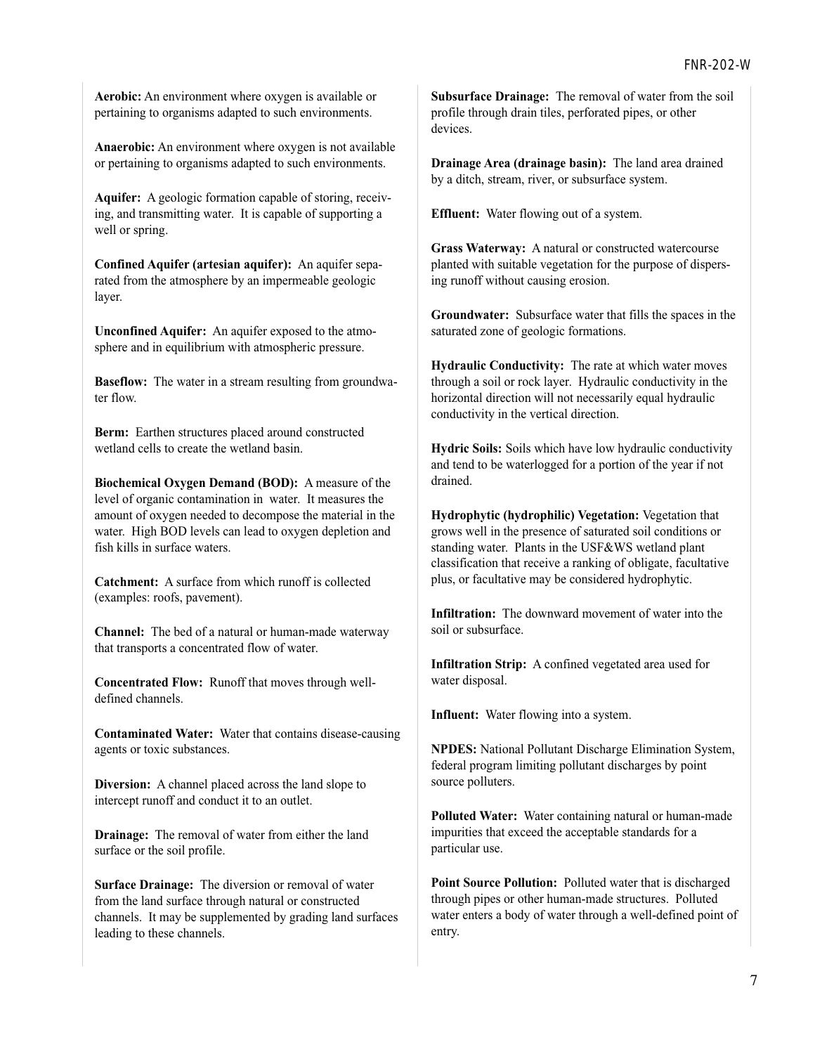**Aerobic:** An environment where oxygen is available or pertaining to organisms adapted to such environments.

**Anaerobic:** An environment where oxygen is not available or pertaining to organisms adapted to such environments.

**Aquifer:** A geologic formation capable of storing, receiving, and transmitting water. It is capable of supporting a well or spring.

**Confined Aquifer (artesian aquifer):** An aquifer separated from the atmosphere by an impermeable geologic layer.

**Unconfined Aquifer:** An aquifer exposed to the atmosphere and in equilibrium with atmospheric pressure.

**Baseflow:** The water in a stream resulting from groundwater flow.

**Berm:** Earthen structures placed around constructed wetland cells to create the wetland basin.

**Biochemical Oxygen Demand (BOD):** A measure of the level of organic contamination in water. It measures the amount of oxygen needed to decompose the material in the water. High BOD levels can lead to oxygen depletion and fish kills in surface waters.

**Catchment:** A surface from which runoff is collected (examples: roofs, pavement).

**Channel:** The bed of a natural or human-made waterway that transports a concentrated flow of water.

**Concentrated Flow:** Runoff that moves through well-defined channels.

**Contaminated Water:** Water that contains disease-causing agents or toxic substances.

**Diversion:** A channel placed across the land slope to intercept runoff and conduct it to an outlet.

**Drainage:** The removal of water from either the land surface or the soil profile.

**Surface Drainage:** The diversion or removal of water from the land surface through natural or constructed channels. It may be supplemented by grading land surfaces leading to these channels.

**Subsurface Drainage:** The removal of water from the soil profile through drain tiles, perforated pipes, or other devices.

**Drainage Area (drainage basin):** The land area drained by a ditch, stream, river, or subsurface system.

**Effluent:** Water flowing out of a system.

**Grass Waterway:** A natural or constructed watercourse planted with suitable vegetation for the purpose of dispersing runoff without causing erosion.

**Groundwater:** Subsurface water that fills the spaces in the saturated zone of geologic formations.

**Hydraulic Conductivity:** The rate at which water moves through a soil or rock layer. Hydraulic conductivity in the horizontal direction will not necessarily equal hydraulic conductivity in the vertical direction.

**Hydric Soils:** Soils which have low hydraulic conductivity and tend to be waterlogged for a portion of the year if not drained.

**Hydrophytic (hydrophilic) Vegetation:** Vegetation that grows well in the presence of saturated soil conditions or standing water. Plants in the USF&WS wetland plant classification that receive a ranking of obligate, facultative plus, or facultative may be considered hydrophytic.

**Infiltration:** The downward movement of water into the soil or subsurface.

**Infiltration Strip:** A confined vegetated area used for water disposal.

**Influent:** Water flowing into a system.

**NPDES:** National Pollutant Discharge Elimination System, federal program limiting pollutant discharges by point source polluters.

**Polluted Water:** Water containing natural or human-made impurities that exceed the acceptable standards for a particular use.

**Point Source Pollution:** Polluted water that is discharged through pipes or other human-made structures. Polluted water enters a body of water through a well-defined point of entry.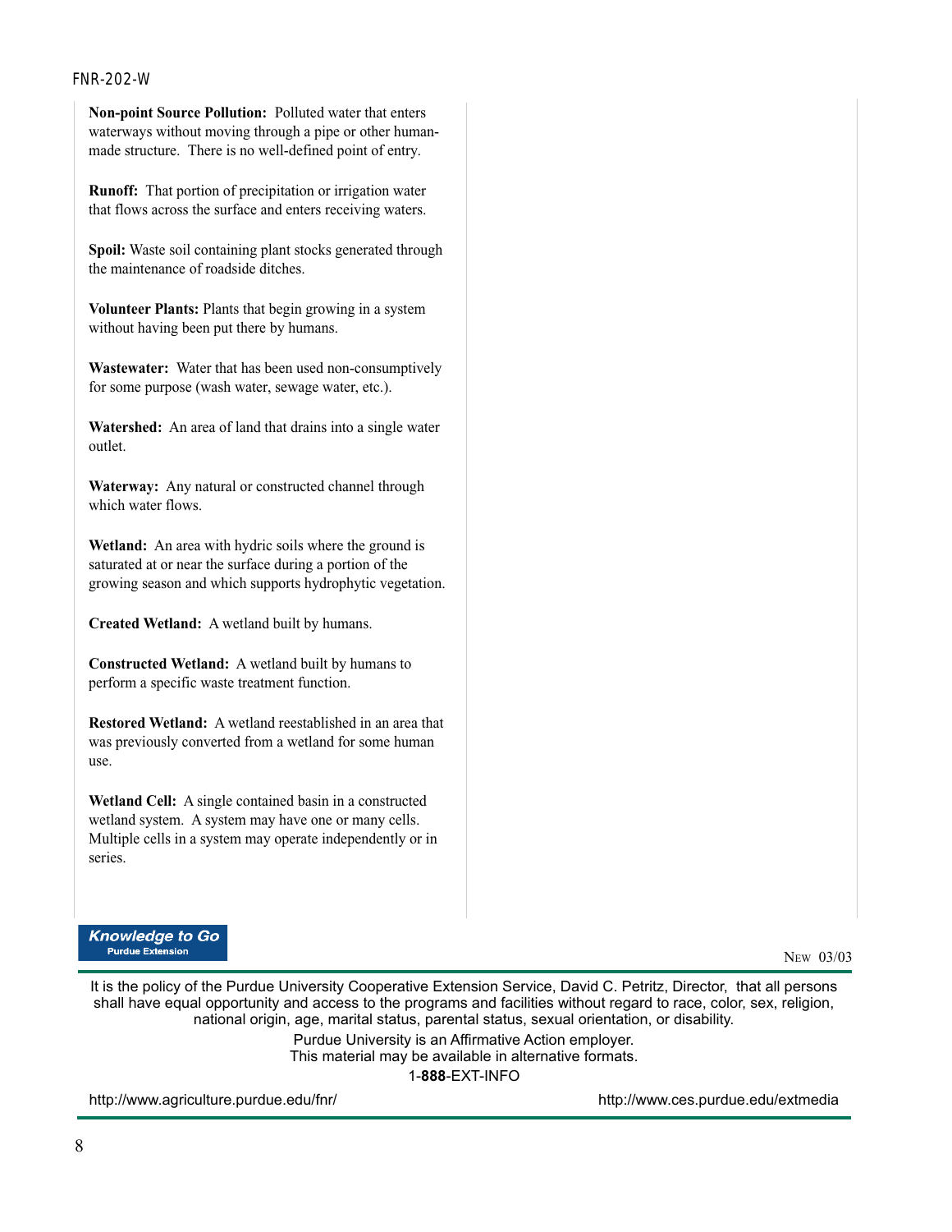**Non-point Source Pollution:** Polluted water that enters waterways without moving through a pipe or other human-made structure. There is no well-defined point of entry.

**Runoff:** That portion of precipitation or irrigation water that flows across the surface and enters receiving waters.

**Spoil:** Waste soil containing plant stocks generated through the maintenance of roadside ditches.

**Volunteer Plants:** Plants that begin growing in a system without having been put there by humans.

**Wastewater:** Water that has been used non-consumptively for some purpose (wash water, sewage water, etc.).

**Watershed:** An area of land that drains into a single water outlet.

**Waterway:** Any natural or constructed channel through which water flows.

**Wetland:** An area with hydric soils where the ground is saturated at or near the surface during a portion of the growing season and which supports hydrophytic vegetation.

**Created Wetland:** A wetland built by humans.

**Constructed Wetland:** A wetland built by humans to perform a specific waste treatment function.

**Restored Wetland:** A wetland reestablished in an area that was previously converted from a wetland for some human use.

**Wetland Cell:** A single contained basin in a constructed wetland system. A system may have one or many cells. Multiple cells in a system may operate independently or in series.

Knowledge to Go
Purdue Extension

NEW 03/03

It is the policy of the Purdue University Cooperative Extension Service, David C. Petritz, Director, that all persons shall have equal opportunity and access to the programs and facilities without regard to race, color, sex, religion, national origin, age, marital status, parental status, sexual orientation, or disability.

Purdue University is an Affirmative Action employer.
This material may be available in alternative formats.
1-**888**-EXT-INFO

http://www.agriculture.purdue.edu/fnr/

http://www.ces.purdue.edu/extmedia